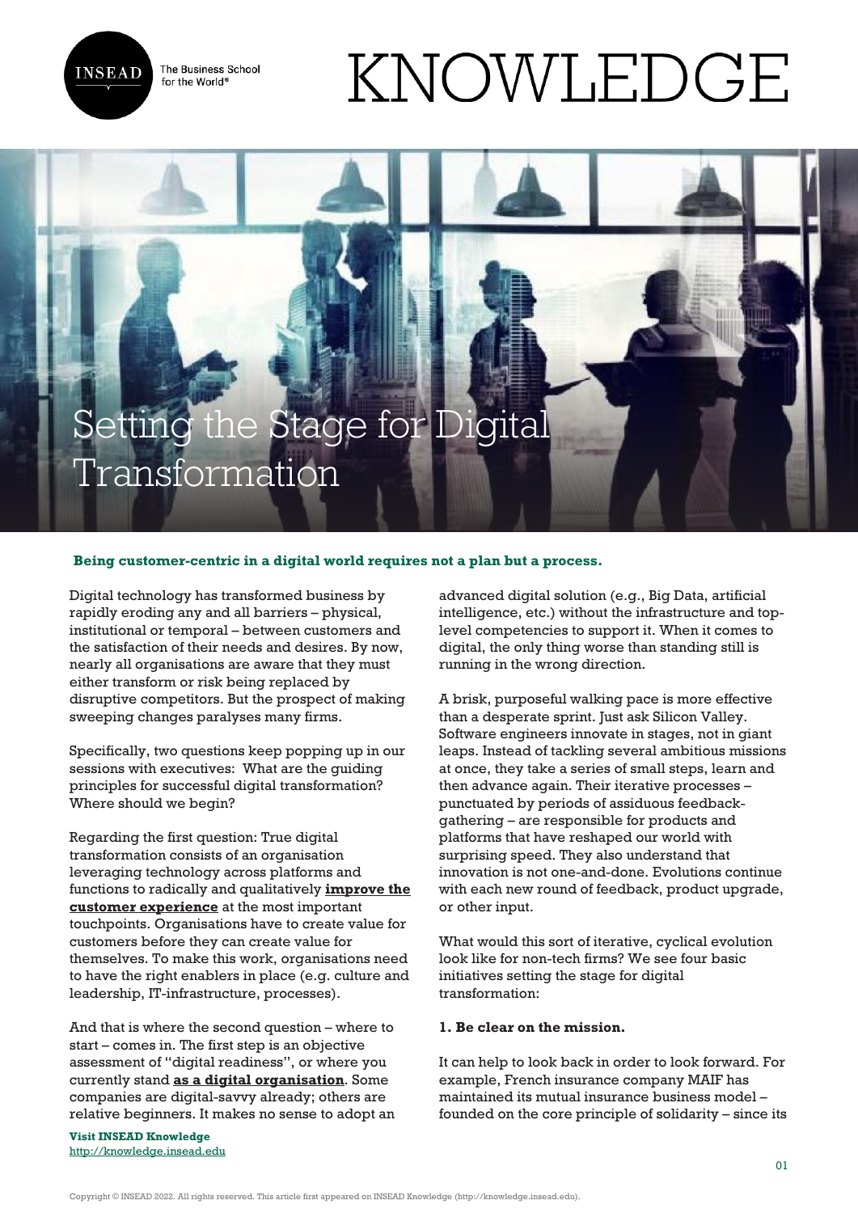# Setting the Stage for Digital Transformation

**Being customer-centric in a digital world requires not a plan but a process.**

Digital technology has transformed business by rapidly eroding any and all barriers – physical, institutional or temporal – between customers and the satisfaction of their needs and desires. By now, nearly all organisations are aware that they must either transform or risk being replaced by disruptive competitors. But the prospect of making sweeping changes paralyses many firms.

Specifically, two questions keep popping up in our sessions with executives: What are the guiding principles for successful digital transformation? Where should we begin?

Regarding the first question: True digital transformation consists of an organisation leveraging technology across platforms and functions to radically and qualitatively **improve the customer experience** at the most important touchpoints. Organisations have to create value for customers before they can create value for themselves. To make this work, organisations need to have the right enablers in place (e.g. culture and leadership, IT-infrastructure, processes).

And that is where the second question – where to start – comes in. The first step is an objective assessment of "digital readiness", or where you currently stand **as a digital organisation**. Some companies are digital-savvy already; others are relative beginners. It makes no sense to adopt an advanced digital solution (e.g., Big Data, artificial intelligence, etc.) without the infrastructure and top-level competencies to support it. When it comes to digital, the only thing worse than standing still is running in the wrong direction.

A brisk, purposeful walking pace is more effective than a desperate sprint. Just ask Silicon Valley. Software engineers innovate in stages, not in giant leaps. Instead of tackling several ambitious missions at once, they take a series of small steps, learn and then advance again. Their iterative processes – punctuated by periods of assiduous feedback-gathering – are responsible for products and platforms that have reshaped our world with surprising speed. They also understand that innovation is not one-and-done. Evolutions continue with each new round of feedback, product upgrade, or other input.

What would this sort of iterative, cyclical evolution look like for non-tech firms? We see four basic initiatives setting the stage for digital transformation:

**1. Be clear on the mission.**

It can help to look back in order to look forward. For example, French insurance company MAIF has maintained its mutual insurance business model – founded on the core principle of solidarity – since its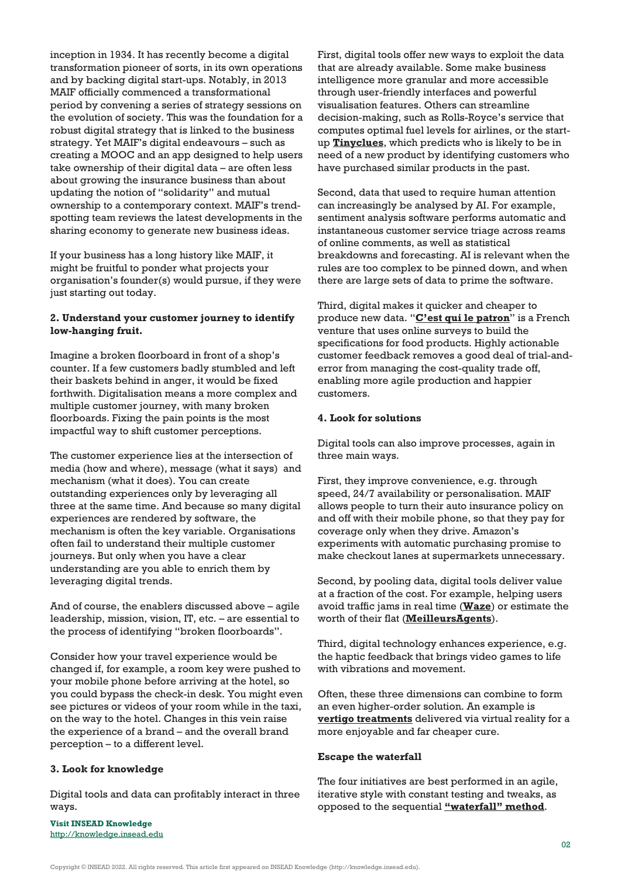inception in 1934. It has recently become a digital transformation pioneer of sorts, in its own operations and by backing digital start-ups. Notably, in 2013 MAIF officially commenced a transformational period by convening a series of strategy sessions on the evolution of society. This was the foundation for a robust digital strategy that is linked to the business strategy. Yet MAIF's digital endeavours – such as creating a MOOC and an app designed to help users take ownership of their digital data – are often less about growing the insurance business than about updating the notion of "solidarity" and mutual ownership to a contemporary context. MAIF's trend-spotting team reviews the latest developments in the sharing economy to generate new business ideas.

If your business has a long history like MAIF, it might be fruitful to ponder what projects your organisation's founder(s) would pursue, if they were just starting out today.

**2. Understand your customer journey to identify low-hanging fruit.**

Imagine a broken floorboard in front of a shop's counter. If a few customers badly stumbled and left their baskets behind in anger, it would be fixed forthwith. Digitalisation means a more complex and multiple customer journey, with many broken floorboards. Fixing the pain points is the most impactful way to shift customer perceptions.

The customer experience lies at the intersection of media (how and where), message (what it says) and mechanism (what it does). You can create outstanding experiences only by leveraging all three at the same time. And because so many digital experiences are rendered by software, the mechanism is often the key variable. Organisations often fail to understand their multiple customer journeys. But only when you have a clear understanding are you able to enrich them by leveraging digital trends.

And of course, the enablers discussed above – agile leadership, mission, vision, IT, etc. – are essential to the process of identifying "broken floorboards".

Consider how your travel experience would be changed if, for example, a room key were pushed to your mobile phone before arriving at the hotel, so you could bypass the check-in desk. You might even see pictures or videos of your room while in the taxi, on the way to the hotel. Changes in this vein raise the experience of a brand – and the overall brand perception – to a different level.

**3. Look for knowledge**

Digital tools and data can profitably interact in three ways.

First, digital tools offer new ways to exploit the data that are already available. Some make business intelligence more granular and more accessible through user-friendly interfaces and powerful visualisation features. Others can streamline decision-making, such as Rolls-Royce's service that computes optimal fuel levels for airlines, or the start-up **Tinyclues**, which predicts who is likely to be in need of a new product by identifying customers who have purchased similar products in the past.

Second, data that used to require human attention can increasingly be analysed by AI. For example, sentiment analysis software performs automatic and instantaneous customer service triage across reams of online comments, as well as statistical breakdowns and forecasting. AI is relevant when the rules are too complex to be pinned down, and when there are large sets of data to prime the software.

Third, digital makes it quicker and cheaper to produce new data. "**C'est qui le patron**" is a French venture that uses online surveys to build the specifications for food products. Highly actionable customer feedback removes a good deal of trial-and-error from managing the cost-quality trade off, enabling more agile production and happier customers.

**4. Look for solutions**

Digital tools can also improve processes, again in three main ways.

First, they improve convenience, e.g. through speed, 24/7 availability or personalisation. MAIF allows people to turn their auto insurance policy on and off with their mobile phone, so that they pay for coverage only when they drive. Amazon's experiments with automatic purchasing promise to make checkout lanes at supermarkets unnecessary.

Second, by pooling data, digital tools deliver value at a fraction of the cost. For example, helping users avoid traffic jams in real time (**Waze**) or estimate the worth of their flat (**MeilleursAgents**).

Third, digital technology enhances experience, e.g. the haptic feedback that brings video games to life with vibrations and movement.

Often, these three dimensions can combine to form an even higher-order solution. An example is **vertigo treatments** delivered via virtual reality for a more enjoyable and far cheaper cure.

**Escape the waterfall**

The four initiatives are best performed in an agile, iterative style with constant testing and tweaks, as opposed to the sequential **"waterfall" method**.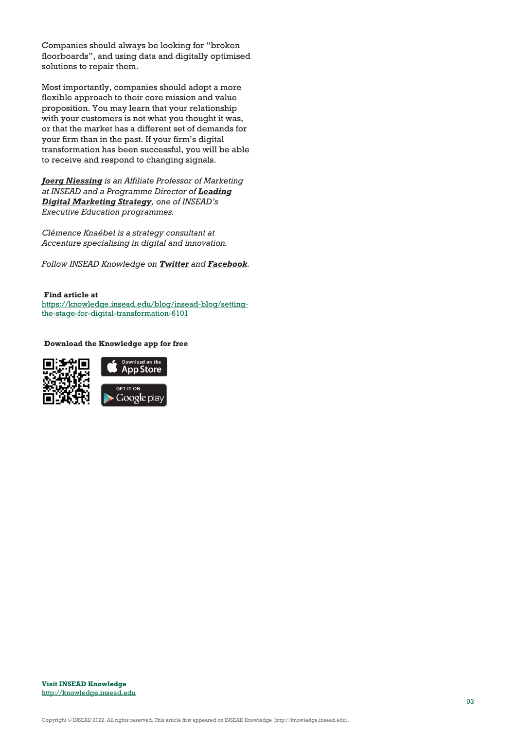Companies should always be looking for "broken floorboards", and using data and digitally optimised solutions to repair them.

Most importantly, companies should adopt a more flexible approach to their core mission and value proposition. You may learn that your relationship with your customers is not what you thought it was, or that the market has a different set of demands for your firm than in the past. If your firm's digital transformation has been successful, you will be able to receive and respond to changing signals.

*[**Joerg Niessing**] is an Affiliate Professor of Marketing at INSEAD and a Programme Director of [**Leading Digital Marketing Strategy**], one of INSEAD's Executive Education programmes.*

*Clémence Knaébel is a strategy consultant at Accenture specialising in digital and innovation.*

*Follow INSEAD Knowledge on [**Twitter**] and [**Facebook**].*

**Find article at**
https://knowledge.insead.edu/blog/insead-blog/setting-the-stage-for-digital-transformation-6101

**Download the Knowledge app for free**

Download on the App Store

GET IT ON Google play

**Visit INSEAD Knowledge**
http://knowledge.insead.edu

Copyright © INSEAD 2022. All rights reserved. This article first appeared on INSEAD Knowledge (http://knowledge.insead.edu).